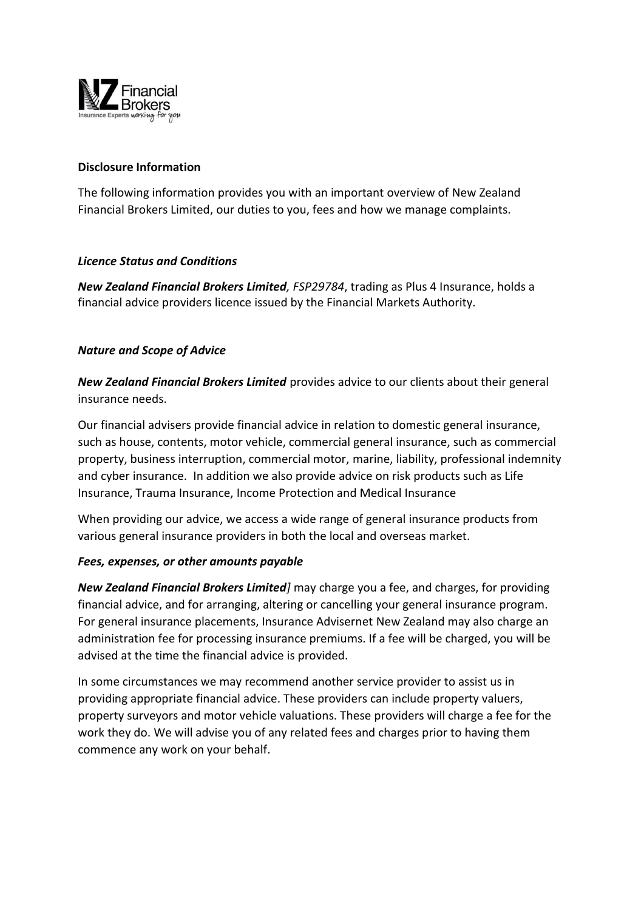**Disclosure Information**

The following information provides you with an important overview of New Zealand Financial Brokers Limited, our duties to you, fees and how we manage complaints.

***Licence Status and Conditions***

***New Zealand Financial Brokers Limited**, FSP29784*, trading as Plus 4 Insurance, holds a financial advice providers licence issued by the Financial Markets Authority.

***Nature and Scope of Advice***

***New Zealand Financial Brokers Limited*** provides advice to our clients about their general insurance needs.

Our financial advisers provide financial advice in relation to domestic general insurance, such as house, contents, motor vehicle, commercial general insurance, such as commercial property, business interruption, commercial motor, marine, liability, professional indemnity and cyber insurance. In addition we also provide advice on risk products such as Life Insurance, Trauma Insurance, Income Protection and Medical Insurance

When providing our advice, we access a wide range of general insurance products from various general insurance providers in both the local and overseas market.

***Fees, expenses, or other amounts payable***

***New Zealand Financial Brokers Limited**]* may charge you a fee, and charges, for providing financial advice, and for arranging, altering or cancelling your general insurance program. For general insurance placements, Insurance Advisernet New Zealand may also charge an administration fee for processing insurance premiums. If a fee will be charged, you will be advised at the time the financial advice is provided.

In some circumstances we may recommend another service provider to assist us in providing appropriate financial advice. These providers can include property valuers, property surveyors and motor vehicle valuations. These providers will charge a fee for the work they do. We will advise you of any related fees and charges prior to having them commence any work on your behalf.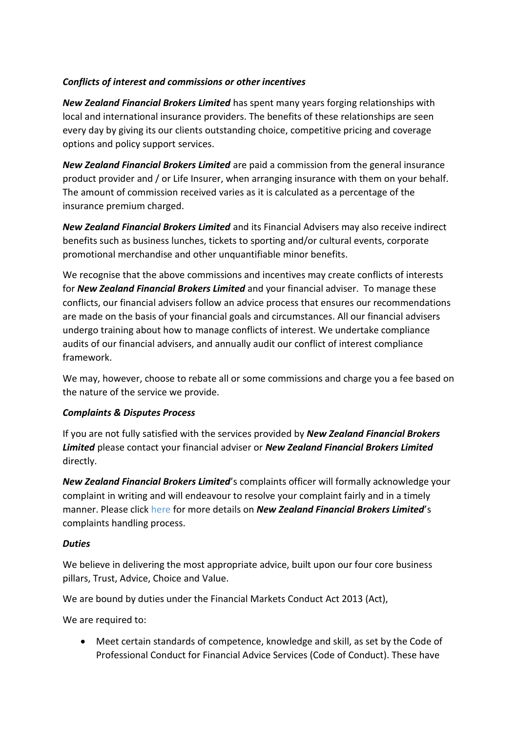***Conflicts of interest and commissions or other incentives***

***New Zealand Financial Brokers Limited*** has spent many years forging relationships with local and international insurance providers. The benefits of these relationships are seen every day by giving its our clients outstanding choice, competitive pricing and coverage options and policy support services.

***New Zealand Financial Brokers Limited*** are paid a commission from the general insurance product provider and / or Life Insurer, when arranging insurance with them on your behalf. The amount of commission received varies as it is calculated as a percentage of the insurance premium charged.

***New Zealand Financial Brokers Limited*** and its Financial Advisers may also receive indirect benefits such as business lunches, tickets to sporting and/or cultural events, corporate promotional merchandise and other unquantifiable minor benefits.

We recognise that the above commissions and incentives may create conflicts of interests for ***New Zealand Financial Brokers Limited*** and your financial adviser. To manage these conflicts, our financial advisers follow an advice process that ensures our recommendations are made on the basis of your financial goals and circumstances. All our financial advisers undergo training about how to manage conflicts of interest. We undertake compliance audits of our financial advisers, and annually audit our conflict of interest compliance framework.

We may, however, choose to rebate all or some commissions and charge you a fee based on the nature of the service we provide.

***Complaints & Disputes Process***

If you are not fully satisfied with the services provided by ***New Zealand Financial Brokers Limited*** please contact your financial adviser or ***New Zealand Financial Brokers Limited*** directly.

***New Zealand Financial Brokers Limited***'s complaints officer will formally acknowledge your complaint in writing and will endeavour to resolve your complaint fairly and in a timely manner. Please click here for more details on ***New Zealand Financial Brokers Limited***'s complaints handling process.

***Duties***

We believe in delivering the most appropriate advice, built upon our four core business pillars, Trust, Advice, Choice and Value.

We are bound by duties under the Financial Markets Conduct Act 2013 (Act),

We are required to:

- Meet certain standards of competence, knowledge and skill, as set by the Code of Professional Conduct for Financial Advice Services (Code of Conduct). These have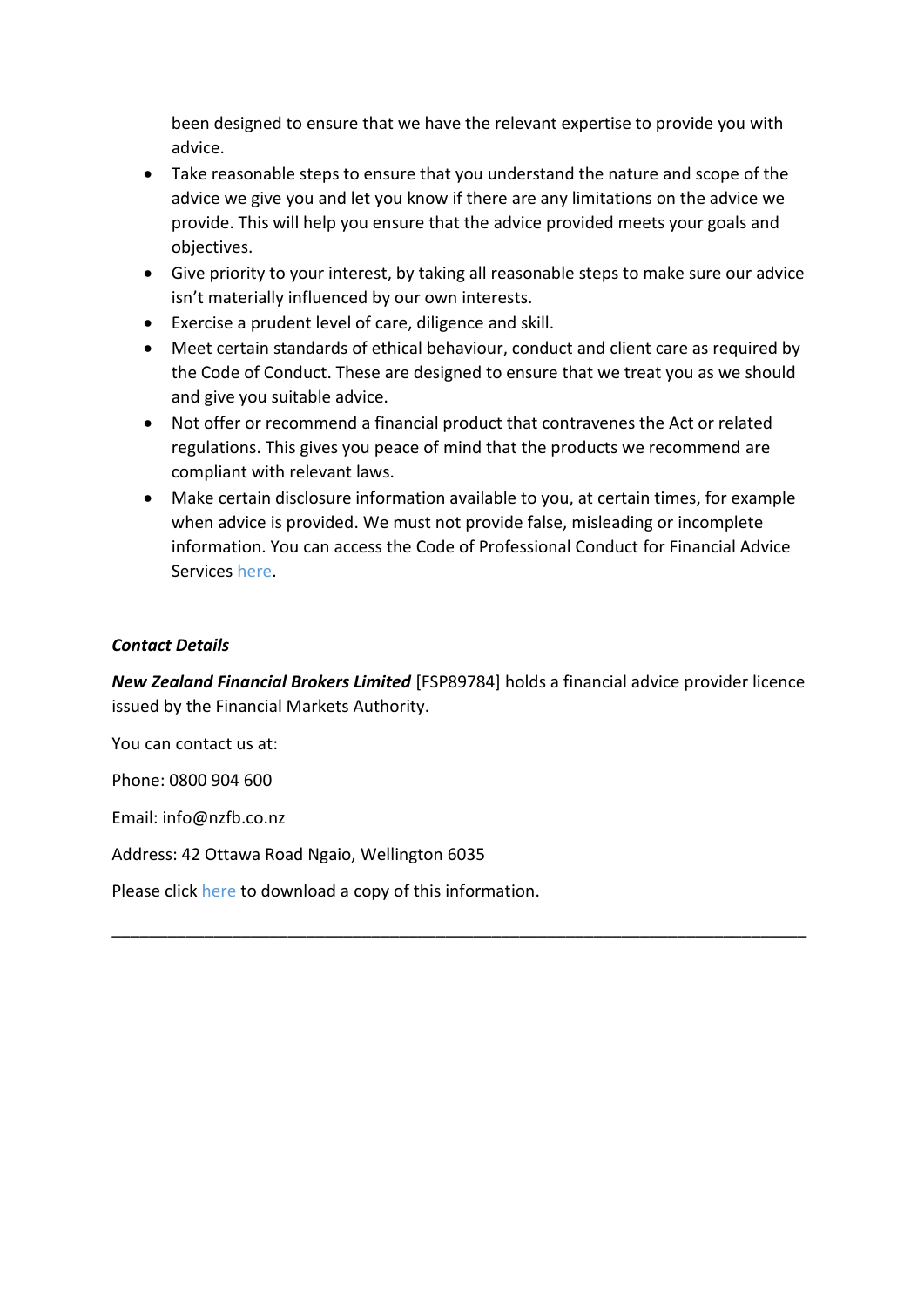been designed to ensure that we have the relevant expertise to provide you with advice.

- Take reasonable steps to ensure that you understand the nature and scope of the advice we give you and let you know if there are any limitations on the advice we provide. This will help you ensure that the advice provided meets your goals and objectives.
- Give priority to your interest, by taking all reasonable steps to make sure our advice isn't materially influenced by our own interests.
- Exercise a prudent level of care, diligence and skill.
- Meet certain standards of ethical behaviour, conduct and client care as required by the Code of Conduct. These are designed to ensure that we treat you as we should and give you suitable advice.
- Not offer or recommend a financial product that contravenes the Act or related regulations. This gives you peace of mind that the products we recommend are compliant with relevant laws.
- Make certain disclosure information available to you, at certain times, for example when advice is provided. We must not provide false, misleading or incomplete information. You can access the Code of Professional Conduct for Financial Advice Services here.

***Contact Details***

***New Zealand Financial Brokers Limited*** [FSP89784] holds a financial advice provider licence issued by the Financial Markets Authority.

You can contact us at:

Phone: 0800 904 600

Email: info@nzfb.co.nz

Address: 42 Ottawa Road Ngaio, Wellington 6035

Please click here to download a copy of this information.

---